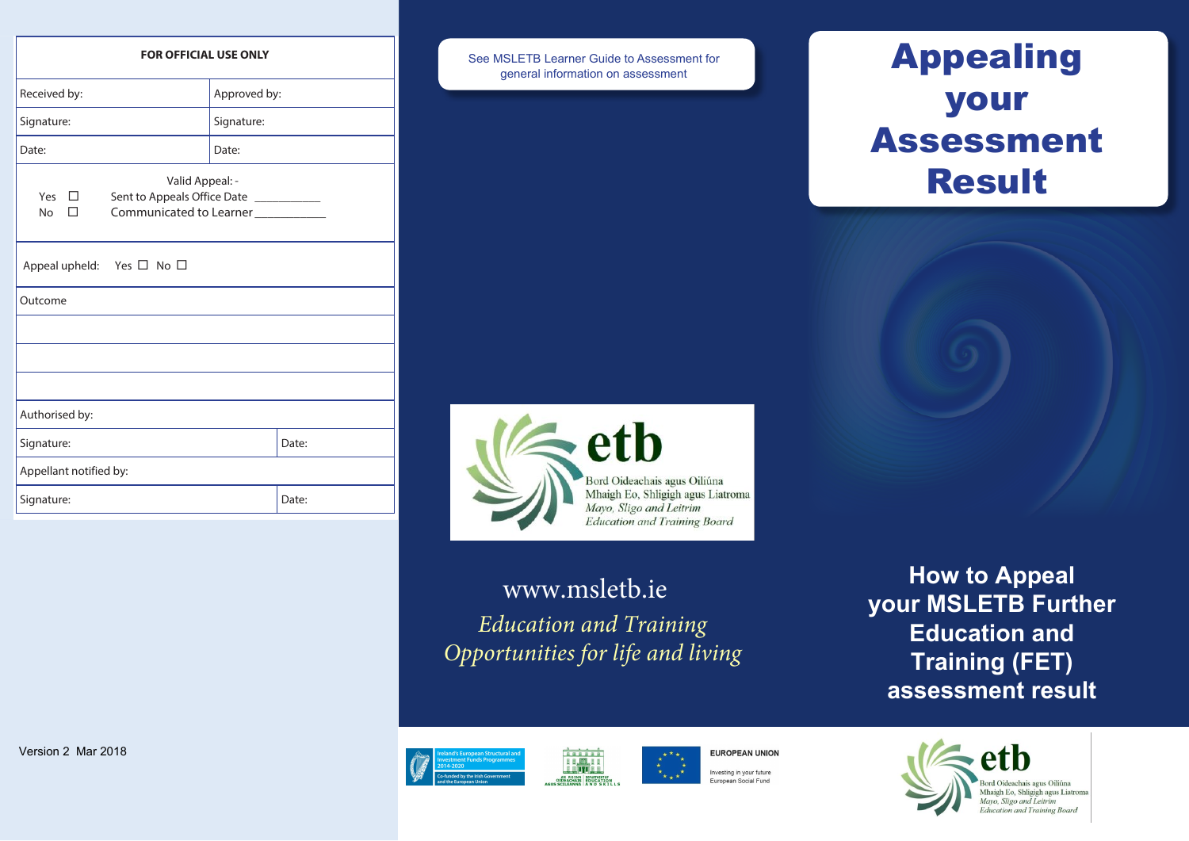| FOR OFFICIAL USE ONLY | |
|---|---|
| Received by: | Approved by: |
| Signature: | Signature: |
| Date: | Date: |

Valid Appeal: -

Yes ☐ Sent to Appeals Office Date ___________

No ☐ Communicated to Learner ___________

Appeal upheld: Yes ☐ No ☐

| Outcome | |
|---|---|
| | |
| | |
| | |
| Authorised by: | |
| Signature: | Date: |
| Appellant notified by: | |
| Signature: | Date: |

Version 2 Mar 2018

See MSLETB Learner Guide to Assessment for general information on assessment

etb

Bord Oideachais agus Oiliúna Mhaigh Eo, Shligigh agus Liatroma

*Mayo, Sligo and Leitrim Education and Training Board*

www.msletb.ie

*Education and Training Opportunities for life and living*

# Appealing your Assessment Result

## How to Appeal your MSLETB Further Education and Training (FET) assessment result

Ireland's European Structural and Investment Funds Programmes 2014-2020

Co-funded by the Irish Government and the European Union

An Roinn Oideachais agus Scileanna | Department of Education and Skills

EUROPEAN UNION

Investing in your future

European Social Fund

etb

Bord Oideachais agus Oiliúna Mhaigh Eo, Shligigh agus Liatroma

*Mayo, Sligo and Leitrim Education and Training Board*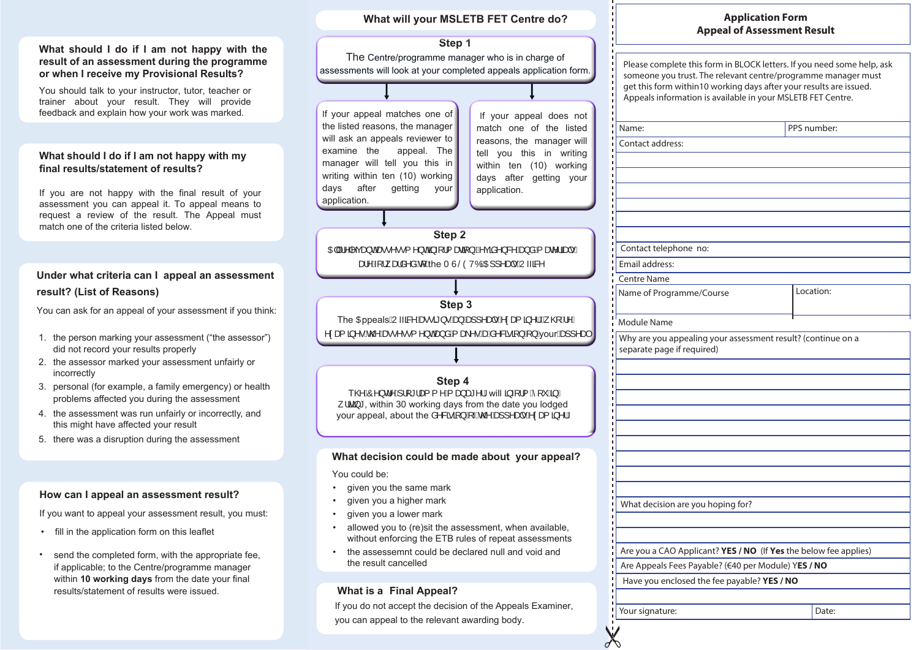## What should I do if I am not happy with the result of an assessment during the programme or when I receive my Provisional Results?

You should talk to your instructor, tutor, teacher or trainer about your result. They will provide feedback and explain how your work was marked.

## What should I do if I am not happy with my final results/statement of results?

If you are not happy with the final result of your assessment you can appeal it. To appeal means to request a review of the result. The Appeal must match one of the criteria listed below.

## Under what criteria can I appeal an assessment result? (List of Reasons)

You can ask for an appeal of your assessment if you think:

1. the person marking your assessment ("the assessor") did not record your results properly
2. the assessor marked your assessment unfairly or incorrectly
3. personal (for example, a family emergency) or health problems affected you during the assessment
4. the assessment was run unfairly or incorrectly, and this might have affected your result
5. there was a disruption during the assessment

## How can I appeal an assessment result?

If you want to appeal your assessment result, you must:

- fill in the application form on this leaflet
- send the completed form, with the appropriate fee, if applicable; to the Centre/programme manager within **10 working days** from the date your final results/statement of results were issued.

## What will your MSLETB FET Centre do?

**Step 1**

The Centre/programme manager who is in charge of assessments will look at your completed appeals application form.

- If your appeal matches one of the listed reasons, the manager will ask an appeals reviewer to examine the appeal. The manager will tell you this in writing within ten (10) working days after getting your application.
- If your appeal does not match one of the listed reasons, the manager will tell you this in writing within ten (10) working days after getting your application.

**Step 2**

All relevant assessment information, evidence and materials are forwarded to the MSLETB Appeals Office

**Step 3**

The Appeals Office assigns an appeals examiner who re-examines the assessment and makes a decision on your appeal

**Step 4**

The Centre/programme manager will inform you in writing, within 30 working days from the date you lodged your appeal, about the decision of the appeals examiner

## What decision could be made about your appeal?

You could be:

- given you the same mark
- given you a higher mark
- given you a lower mark
- allowed you to (re)sit the assessment, when available, without enforcing the ETB rules of repeat assessments
- the assessemnt could be declared null and void and the result cancelled

## What is a Final Appeal?

If you do not accept the decision of the Appeals Examiner, you can appeal to the relevant awarding body.

## Application Form
## Appeal of Assessment Result

Please complete this form in BLOCK letters. If you need some help, ask someone you trust. The relevant centre/programme manager must get this form within10 working days after your results are issued. Appeals information is available in your MSLETB FET Centre.

| | |
|---|---|
| Name: | PPS number: |
| Contact address: | |
| Contact telephone no: | |
| Email address: | |
| Centre Name | |
| Name of Programme/Course | Location: |
| Module Name | |
| Why are you appealing your assessment result? (continue on a separate page if required) | |
| What decision are you hoping for? | |
| Are you a CAO Applicant? **YES / NO** (If **Yes** the below fee applies) | |
| Are Appeals Fees Payable? (€40 per Module) Y**ES / NO** | |
| Have you enclosed the fee payable? **YES / NO** | |
| Your signature: | Date: |